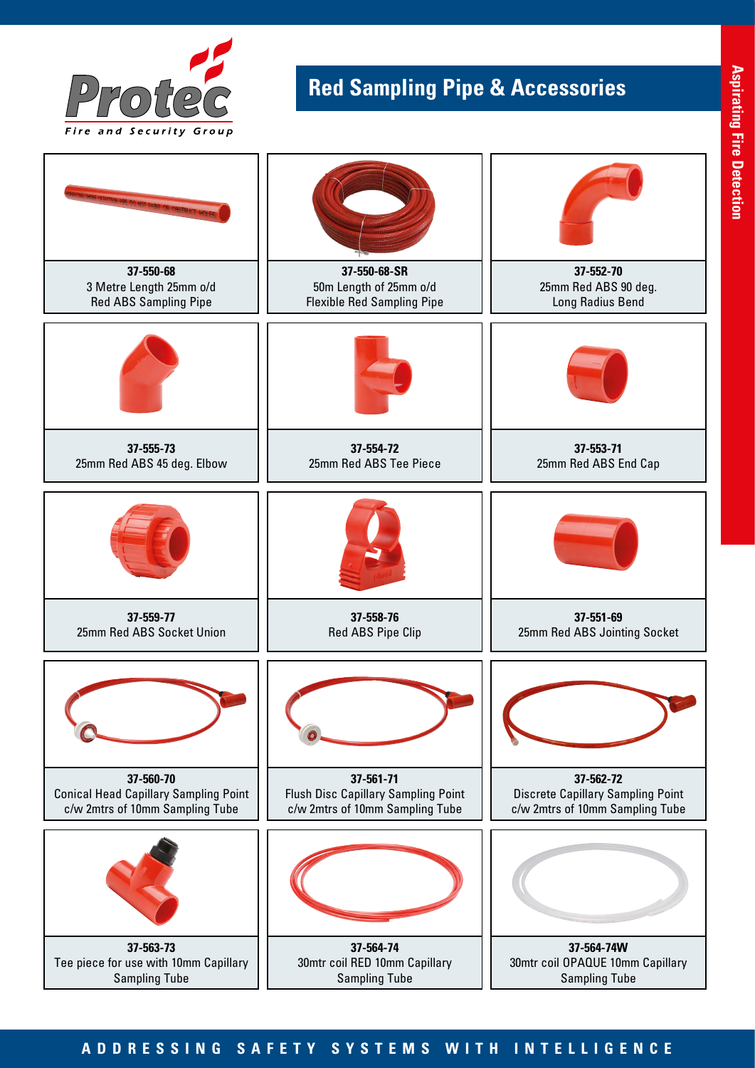Protec

Fire and Security Group

# Red Sampling Pipe & Accessories

Aspirating Fire Detection

**37-550-68**
3 Metre Length 25mm o/d
Red ABS Sampling Pipe

**37-550-68-SR**
50m Length of 25mm o/d
Flexible Red Sampling Pipe

**37-552-70**
25mm Red ABS 90 deg.
Long Radius Bend

**37-555-73**
25mm Red ABS 45 deg. Elbow

**37-554-72**
25mm Red ABS Tee Piece

**37-553-71**
25mm Red ABS End Cap

**37-559-77**
25mm Red ABS Socket Union

**37-558-76**
Red ABS Pipe Clip

**37-551-69**
25mm Red ABS Jointing Socket

**37-560-70**
Conical Head Capillary Sampling Point
c/w 2mtrs of 10mm Sampling Tube

**37-561-71**
Flush Disc Capillary Sampling Point
c/w 2mtrs of 10mm Sampling Tube

**37-562-72**
Discrete Capillary Sampling Point
c/w 2mtrs of 10mm Sampling Tube

**37-563-73**
Tee piece for use with 10mm Capillary
Sampling Tube

**37-564-74**
30mtr coil RED 10mm Capillary
Sampling Tube

**37-564-74W**
30mtr coil OPAQUE 10mm Capillary
Sampling Tube

ADDRESSING SAFETY SYSTEMS WITH INTELLIGENCE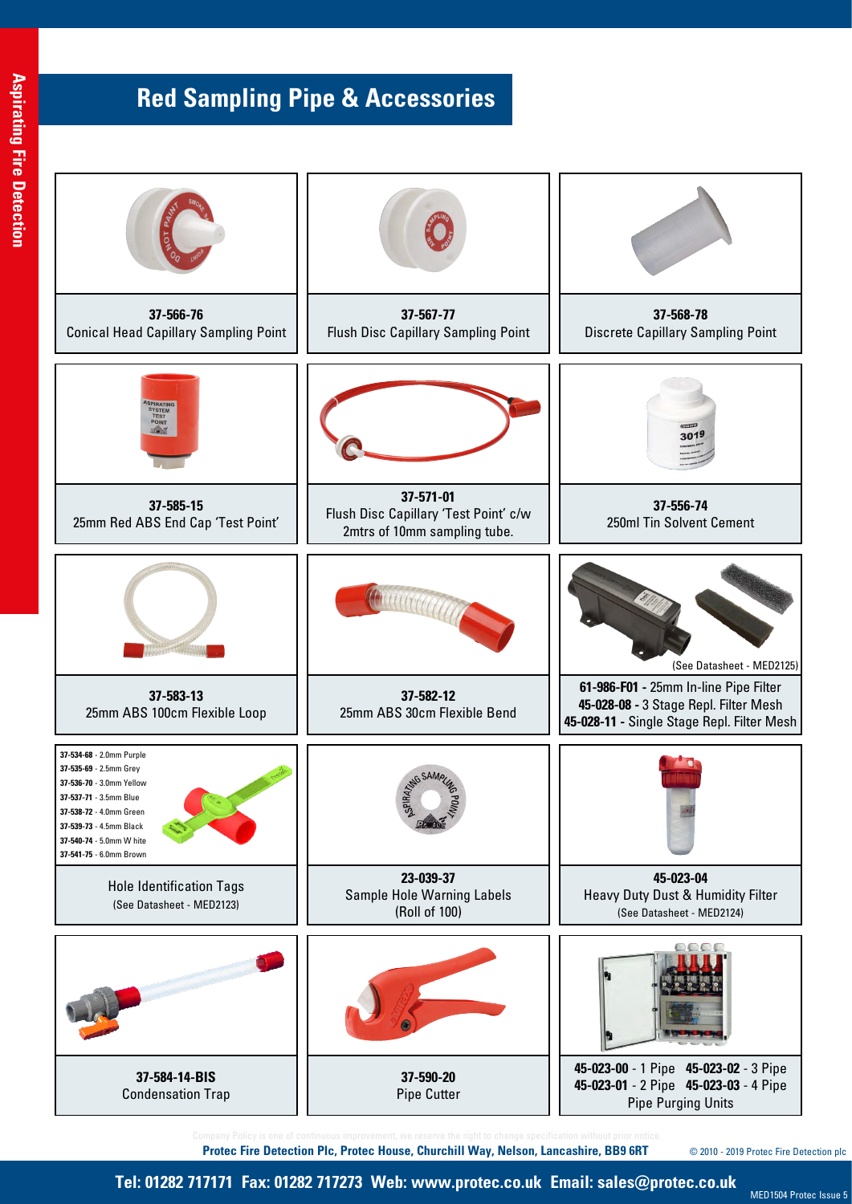# Red Sampling Pipe & Accessories

**37-566-76**
Conical Head Capillary Sampling Point

**37-567-77**
Flush Disc Capillary Sampling Point

**37-568-78**
Discrete Capillary Sampling Point

**37-585-15**
25mm Red ABS End Cap 'Test Point'

**37-571-01**
Flush Disc Capillary 'Test Point' c/w 2mtrs of 10mm sampling tube.

**37-556-74**
250ml Tin Solvent Cement

**37-583-13**
25mm ABS 100cm Flexible Loop

**37-582-12**
25mm ABS 30cm Flexible Bend

(See Datasheet - MED2125)

**61-986-F01 -** 25mm In-line Pipe Filter
**45-028-08 -** 3 Stage Repl. Filter Mesh
**45-028-11 -** Single Stage Repl. Filter Mesh

**37-534-68** - 2.0mm Purple
**37-535-69** - 2.5mm Grey
**37-536-70** - 3.0mm Yellow
**37-537-71** - 3.5mm Blue
**37-538-72** - 4.0mm Green
**37-539-73** - 4.5mm Black
**37-540-74** - 5.0mm W hite
**37-541-75** - 6.0mm Brown

Hole Identification Tags
(See Datasheet - MED2123)

**23-039-37**
Sample Hole Warning Labels
(Roll of 100)

**45-023-04**
Heavy Duty Dust & Humidity Filter
(See Datasheet - MED2124)

**37-584-14-BIS**
Condensation Trap

**37-590-20**
Pipe Cutter

**45-023-00** - 1 Pipe **45-023-02** - 3 Pipe
**45-023-01** - 2 Pipe **45-023-03** - 4 Pipe
Pipe Purging Units

Company Policy is one of continuous improvement, we reserve the right to change specification without prior notice

**Protec Fire Detection Plc, Protec House, Churchill Way, Nelson, Lancashire, BB9 6RT**

© 2010 - 2019 Protec Fire Detection plc

**Tel: 01282 717171 Fax: 01282 717273 Web: www.protec.co.uk Email: sales@protec.co.uk**

MED1504 Protec Issue 5